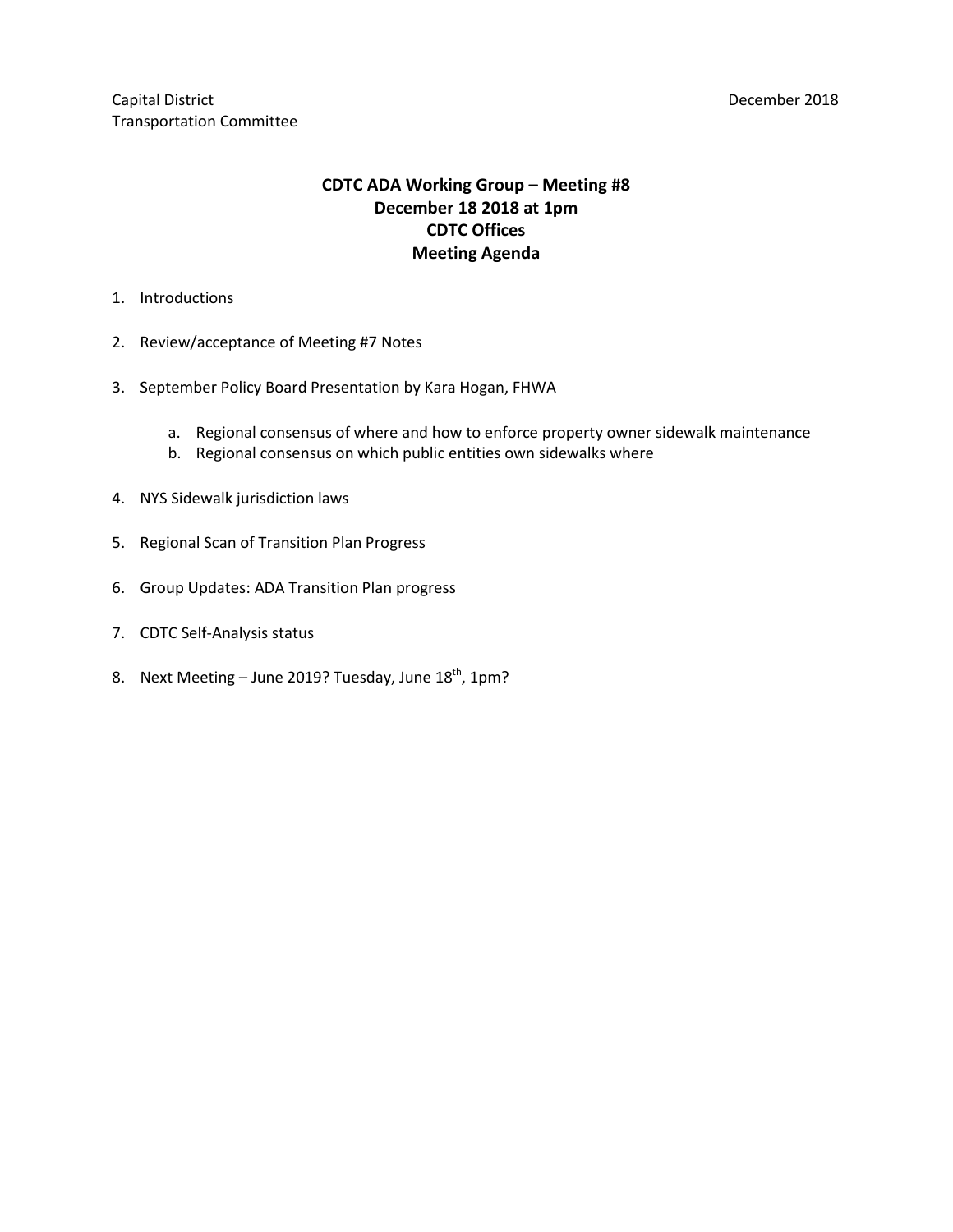Capital District
Transportation Committee

December 2018

**CDTC ADA Working Group – Meeting #8**
**December 18 2018 at 1pm**
**CDTC Offices**
**Meeting Agenda**

1. Introductions
2. Review/acceptance of Meeting #7 Notes
3. September Policy Board Presentation by Kara Hogan, FHWA
    a. Regional consensus of where and how to enforce property owner sidewalk maintenance
    b. Regional consensus on which public entities own sidewalks where
4. NYS Sidewalk jurisdiction laws
5. Regional Scan of Transition Plan Progress
6. Group Updates: ADA Transition Plan progress
7. CDTC Self-Analysis status
8. Next Meeting – June 2019? Tuesday, June 18th, 1pm?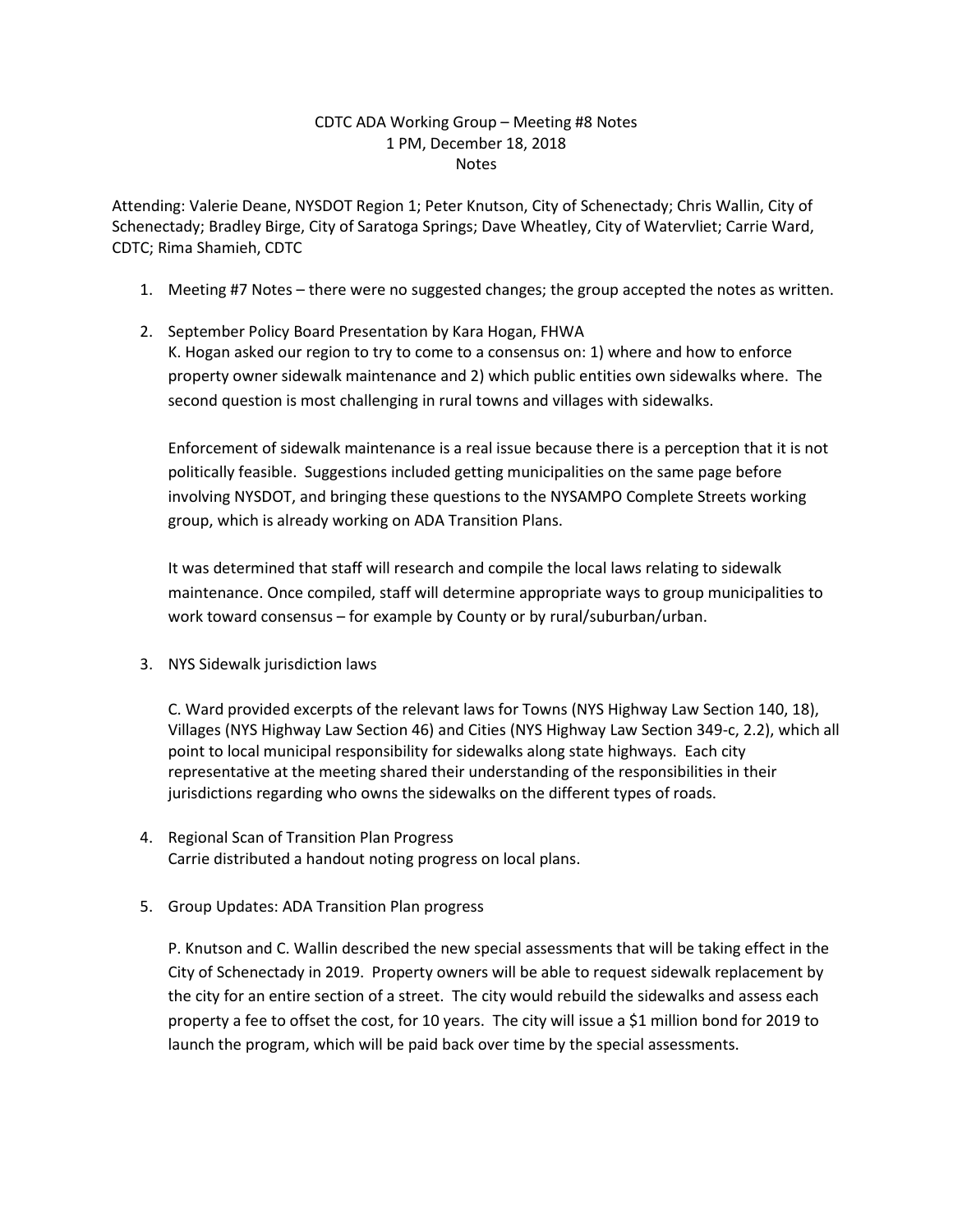CDTC ADA Working Group – Meeting #8 Notes
1 PM, December 18, 2018
Notes

Attending: Valerie Deane, NYSDOT Region 1; Peter Knutson, City of Schenectady; Chris Wallin, City of Schenectady; Bradley Birge, City of Saratoga Springs; Dave Wheatley, City of Watervliet; Carrie Ward, CDTC; Rima Shamieh, CDTC

1. Meeting #7 Notes – there were no suggested changes; the group accepted the notes as written.

2. September Policy Board Presentation by Kara Hogan, FHWA
   K. Hogan asked our region to try to come to a consensus on: 1) where and how to enforce property owner sidewalk maintenance and 2) which public entities own sidewalks where. The second question is most challenging in rural towns and villages with sidewalks.

   Enforcement of sidewalk maintenance is a real issue because there is a perception that it is not politically feasible. Suggestions included getting municipalities on the same page before involving NYSDOT, and bringing these questions to the NYSAMPO Complete Streets working group, which is already working on ADA Transition Plans.

   It was determined that staff will research and compile the local laws relating to sidewalk maintenance. Once compiled, staff will determine appropriate ways to group municipalities to work toward consensus – for example by County or by rural/suburban/urban.

3. NYS Sidewalk jurisdiction laws

   C. Ward provided excerpts of the relevant laws for Towns (NYS Highway Law Section 140, 18), Villages (NYS Highway Law Section 46) and Cities (NYS Highway Law Section 349-c, 2.2), which all point to local municipal responsibility for sidewalks along state highways. Each city representative at the meeting shared their understanding of the responsibilities in their jurisdictions regarding who owns the sidewalks on the different types of roads.

4. Regional Scan of Transition Plan Progress
   Carrie distributed a handout noting progress on local plans.

5. Group Updates: ADA Transition Plan progress

   P. Knutson and C. Wallin described the new special assessments that will be taking effect in the City of Schenectady in 2019. Property owners will be able to request sidewalk replacement by the city for an entire section of a street. The city would rebuild the sidewalks and assess each property a fee to offset the cost, for 10 years. The city will issue a $1 million bond for 2019 to launch the program, which will be paid back over time by the special assessments.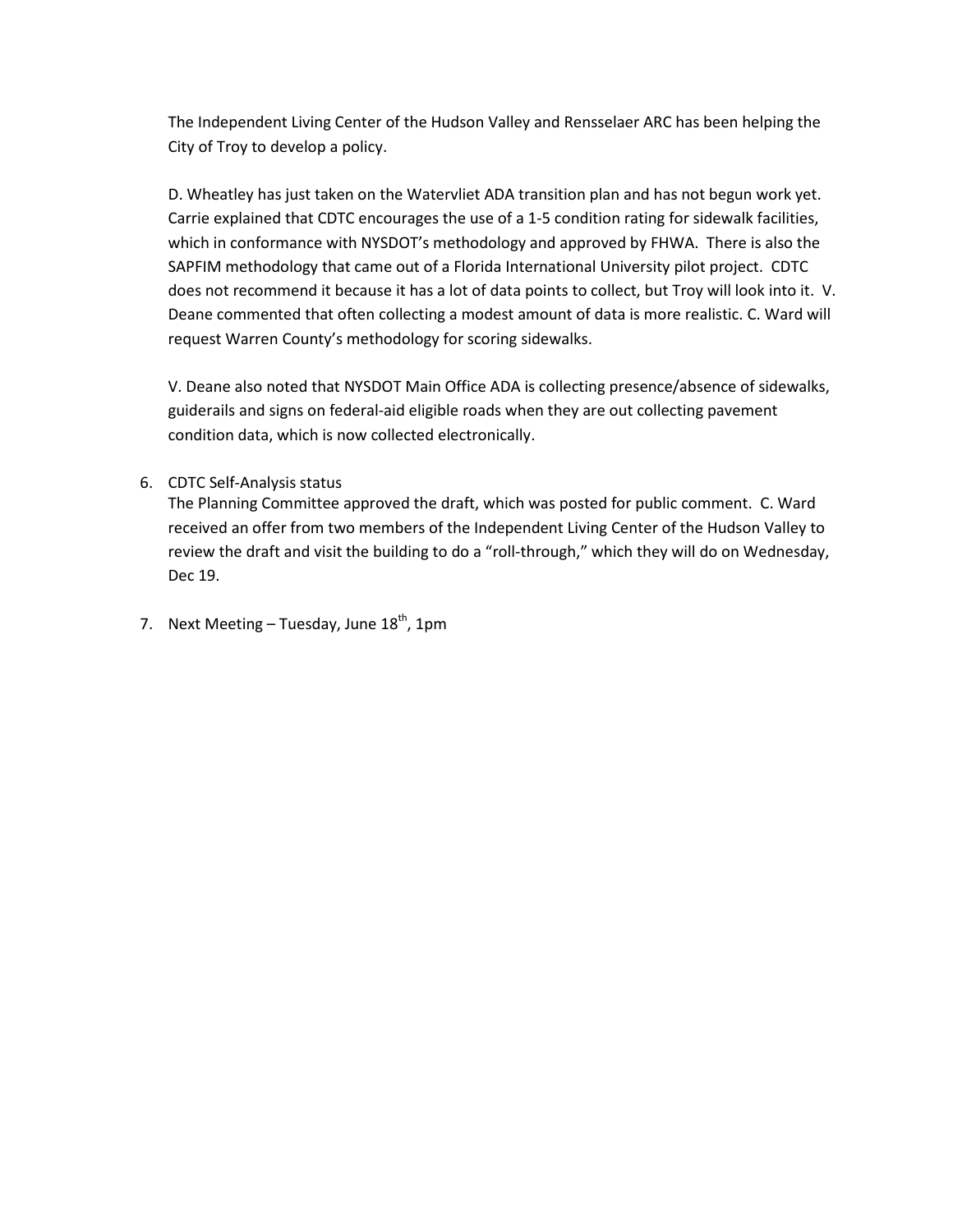The Independent Living Center of the Hudson Valley and Rensselaer ARC has been helping the City of Troy to develop a policy.

D. Wheatley has just taken on the Watervliet ADA transition plan and has not begun work yet. Carrie explained that CDTC encourages the use of a 1-5 condition rating for sidewalk facilities, which in conformance with NYSDOT's methodology and approved by FHWA. There is also the SAPFIM methodology that came out of a Florida International University pilot project. CDTC does not recommend it because it has a lot of data points to collect, but Troy will look into it. V. Deane commented that often collecting a modest amount of data is more realistic. C. Ward will request Warren County's methodology for scoring sidewalks.

V. Deane also noted that NYSDOT Main Office ADA is collecting presence/absence of sidewalks, guiderails and signs on federal-aid eligible roads when they are out collecting pavement condition data, which is now collected electronically.

6. CDTC Self-Analysis status
   The Planning Committee approved the draft, which was posted for public comment. C. Ward received an offer from two members of the Independent Living Center of the Hudson Valley to review the draft and visit the building to do a "roll-through," which they will do on Wednesday, Dec 19.

7. Next Meeting – Tuesday, June 18th, 1pm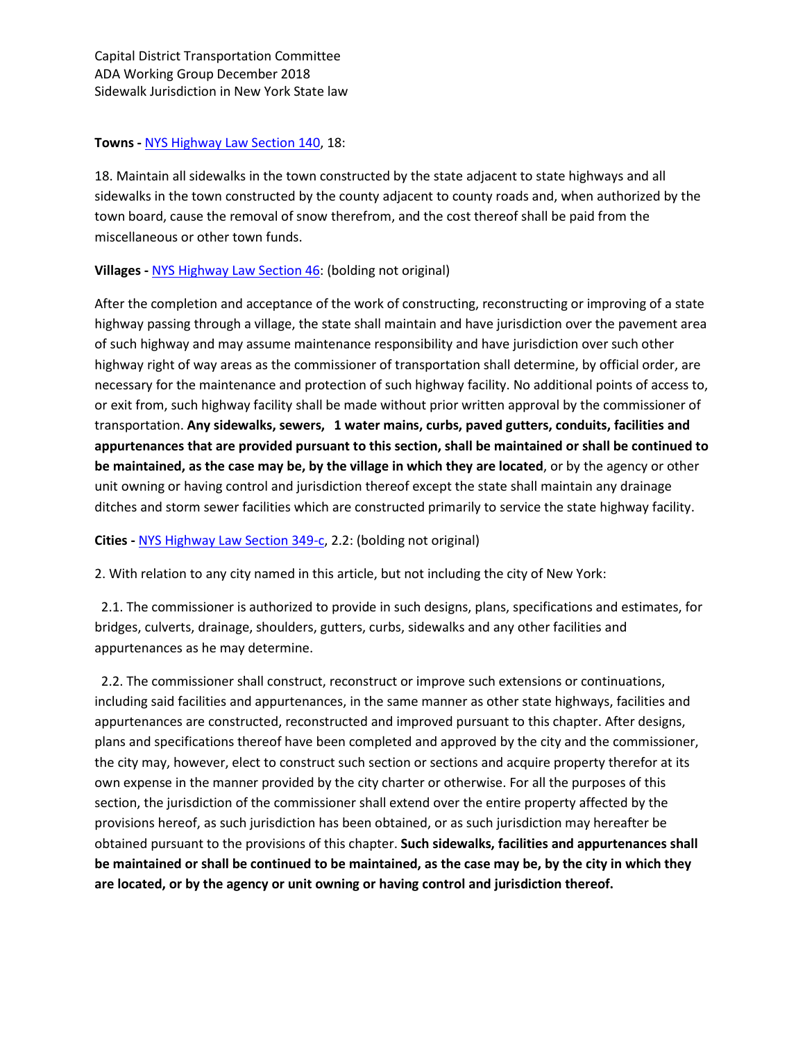Capital District Transportation Committee
ADA Working Group December 2018
Sidewalk Jurisdiction in New York State law

**Towns -** NYS Highway Law Section 140, 18:

18. Maintain all sidewalks in the town constructed by the state adjacent to state highways and all sidewalks in the town constructed by the county adjacent to county roads and, when authorized by the town board, cause the removal of snow therefrom, and the cost thereof shall be paid from the miscellaneous or other town funds.

**Villages -** NYS Highway Law Section 46: (bolding not original)

After the completion and acceptance of the work of constructing, reconstructing or improving of a state highway passing through a village, the state shall maintain and have jurisdiction over the pavement area of such highway and may assume maintenance responsibility and have jurisdiction over such other highway right of way areas as the commissioner of transportation shall determine, by official order, are necessary for the maintenance and protection of such highway facility. No additional points of access to, or exit from, such highway facility shall be made without prior written approval by the commissioner of transportation. **Any sidewalks, sewers, 1 water mains, curbs, paved gutters, conduits, facilities and appurtenances that are provided pursuant to this section, shall be maintained or shall be continued to be maintained, as the case may be, by the village in which they are located**, or by the agency or other unit owning or having control and jurisdiction thereof except the state shall maintain any drainage ditches and storm sewer facilities which are constructed primarily to service the state highway facility.

**Cities -** NYS Highway Law Section 349-c, 2.2: (bolding not original)

2. With relation to any city named in this article, but not including the city of New York:

2.1. The commissioner is authorized to provide in such designs, plans, specifications and estimates, for bridges, culverts, drainage, shoulders, gutters, curbs, sidewalks and any other facilities and appurtenances as he may determine.

2.2. The commissioner shall construct, reconstruct or improve such extensions or continuations, including said facilities and appurtenances, in the same manner as other state highways, facilities and appurtenances are constructed, reconstructed and improved pursuant to this chapter. After designs, plans and specifications thereof have been completed and approved by the city and the commissioner, the city may, however, elect to construct such section or sections and acquire property therefor at its own expense in the manner provided by the city charter or otherwise. For all the purposes of this section, the jurisdiction of the commissioner shall extend over the entire property affected by the provisions hereof, as such jurisdiction has been obtained, or as such jurisdiction may hereafter be obtained pursuant to the provisions of this chapter. **Such sidewalks, facilities and appurtenances shall be maintained or shall be continued to be maintained, as the case may be, by the city in which they are located, or by the agency or unit owning or having control and jurisdiction thereof.**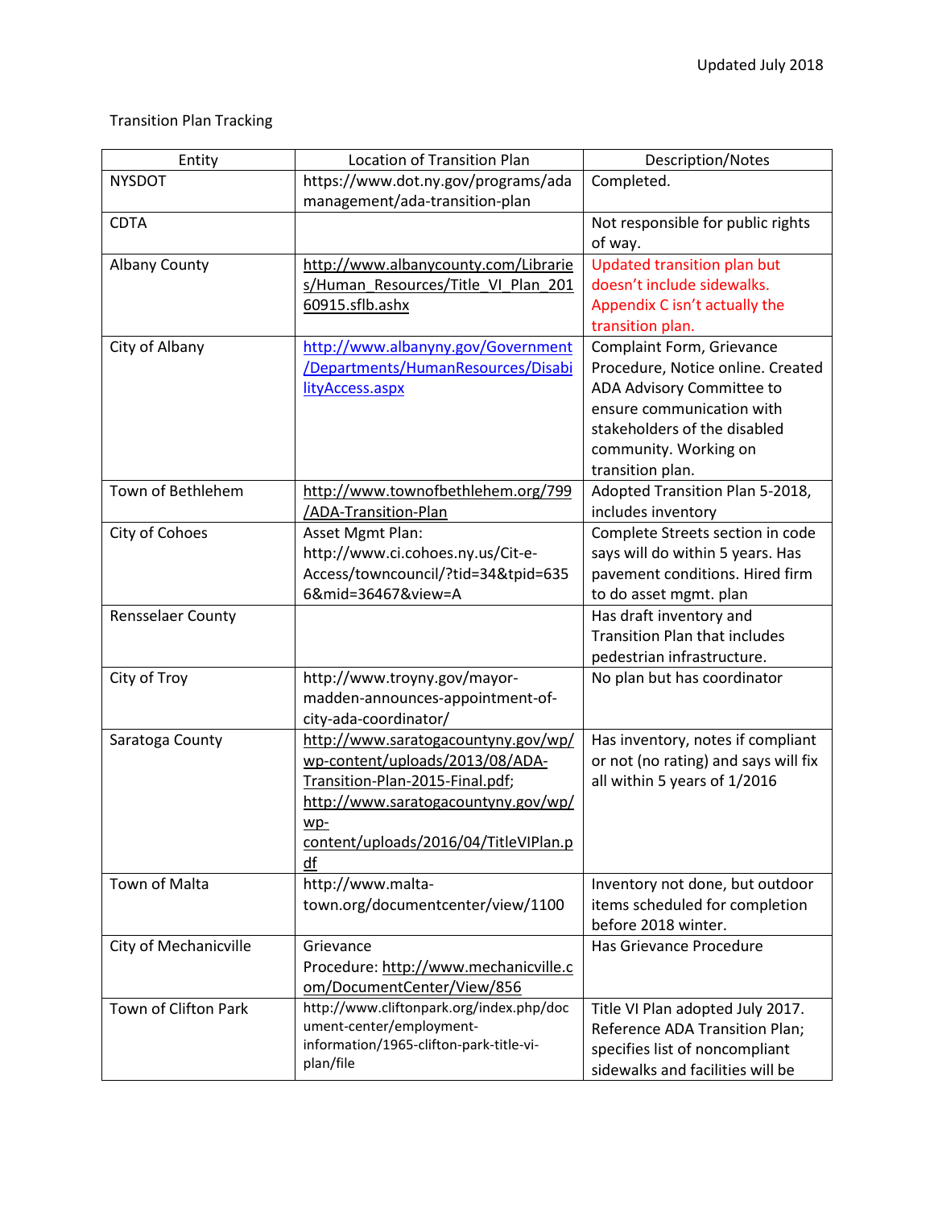Updated July 2018

Transition Plan Tracking

| Entity | Location of Transition Plan | Description/Notes |
|---|---|---|
| NYSDOT | https://www.dot.ny.gov/programs/adamanagement/ada-transition-plan | Completed. |
| CDTA | | Not responsible for public rights of way. |
| Albany County | http://www.albanycounty.com/Libraries/Human_Resources/Title_VI_Plan_20160915.sflb.ashx | Updated transition plan but doesn't include sidewalks. Appendix C isn't actually the transition plan. |
| City of Albany | http://www.albanyny.gov/Government/Departments/HumanResources/DisabilityAccess.aspx | Complaint Form, Grievance Procedure, Notice online. Created ADA Advisory Committee to ensure communication with stakeholders of the disabled community. Working on transition plan. |
| Town of Bethlehem | http://www.townofbethlehem.org/799/ADA-Transition-Plan | Adopted Transition Plan 5-2018, includes inventory |
| City of Cohoes | Asset Mgmt Plan: http://www.ci.cohoes.ny.us/Cit-e-Access/towncouncil/?tid=34&tpid=6356&mid=36467&view=A | Complete Streets section in code says will do within 5 years. Has pavement conditions. Hired firm to do asset mgmt. plan |
| Rensselaer County | | Has draft inventory and Transition Plan that includes pedestrian infrastructure. |
| City of Troy | http://www.troyny.gov/mayor-madden-announces-appointment-of-city-ada-coordinator/ | No plan but has coordinator |
| Saratoga County | http://www.saratogacountyny.gov/wp/wp-content/uploads/2013/08/ADA-Transition-Plan-2015-Final.pdf; http://www.saratogacountyny.gov/wp/wp-content/uploads/2016/04/TitleVIPlan.pdf | Has inventory, notes if compliant or not (no rating) and says will fix all within 5 years of 1/2016 |
| Town of Malta | http://www.malta-town.org/documentcenter/view/1100 | Inventory not done, but outdoor items scheduled for completion before 2018 winter. |
| City of Mechanicville | Grievance Procedure: http://www.mechanicville.com/DocumentCenter/View/856 | Has Grievance Procedure |
| Town of Clifton Park | http://www.cliftonpark.org/index.php/document-center/employment-information/1965-clifton-park-title-vi-plan/file | Title VI Plan adopted July 2017. Reference ADA Transition Plan; specifies list of noncompliant sidewalks and facilities will be |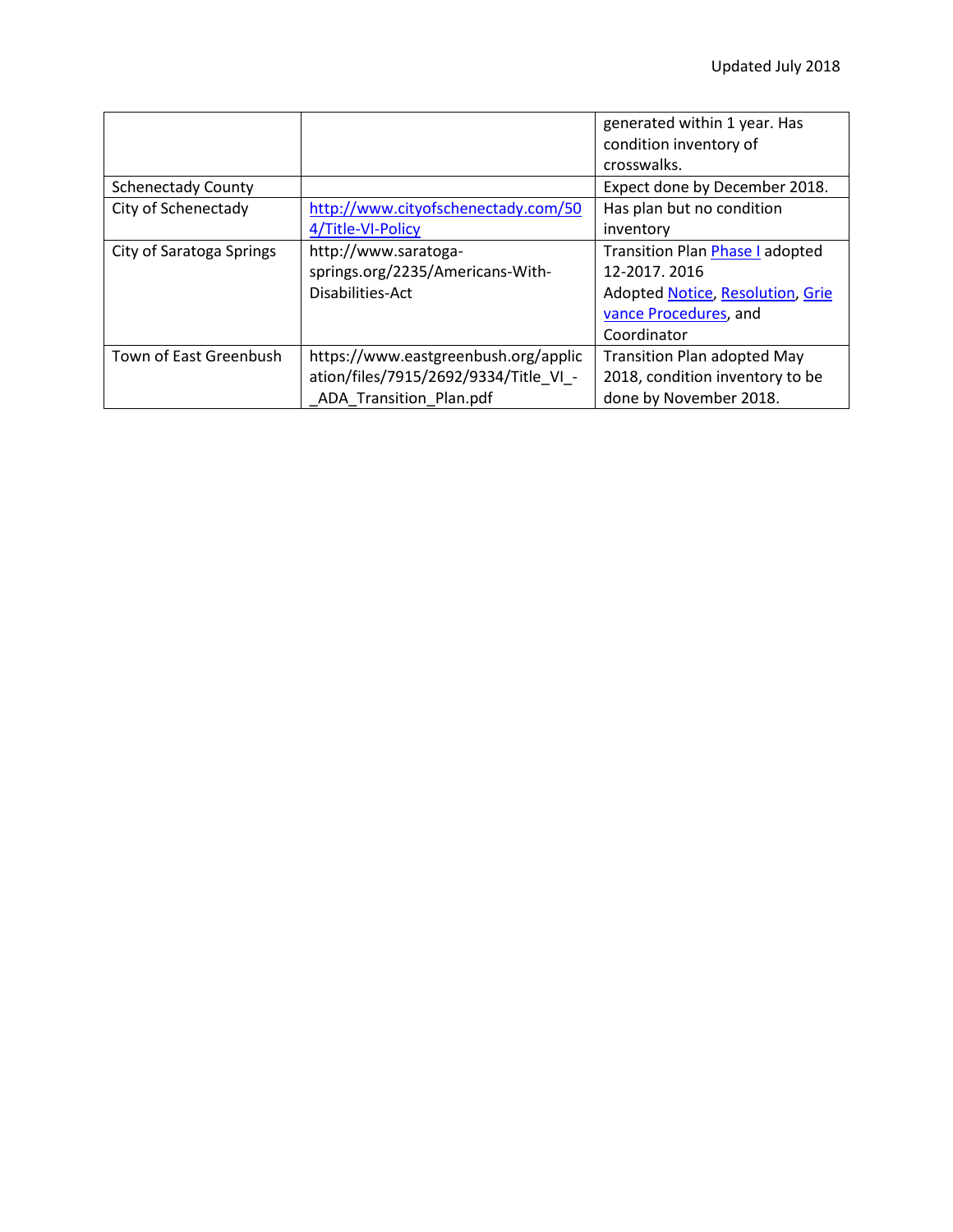| | | |
|---|---|---|
| | | generated within 1 year. Has condition inventory of crosswalks. |
| Schenectady County | | Expect done by December 2018. |
| City of Schenectady | http://www.cityofschenectady.com/504/Title-VI-Policy | Has plan but no condition inventory |
| City of Saratoga Springs | http://www.saratoga-springs.org/2235/Americans-With-Disabilities-Act | Transition Plan Phase I adopted 12-2017. 2016 Adopted Notice, Resolution, Grievance Procedures, and Coordinator |
| Town of East Greenbush | https://www.eastgreenbush.org/application/files/7915/2692/9334/Title_VI_-_ADA_Transition_Plan.pdf | Transition Plan adopted May 2018, condition inventory to be done by November 2018. |